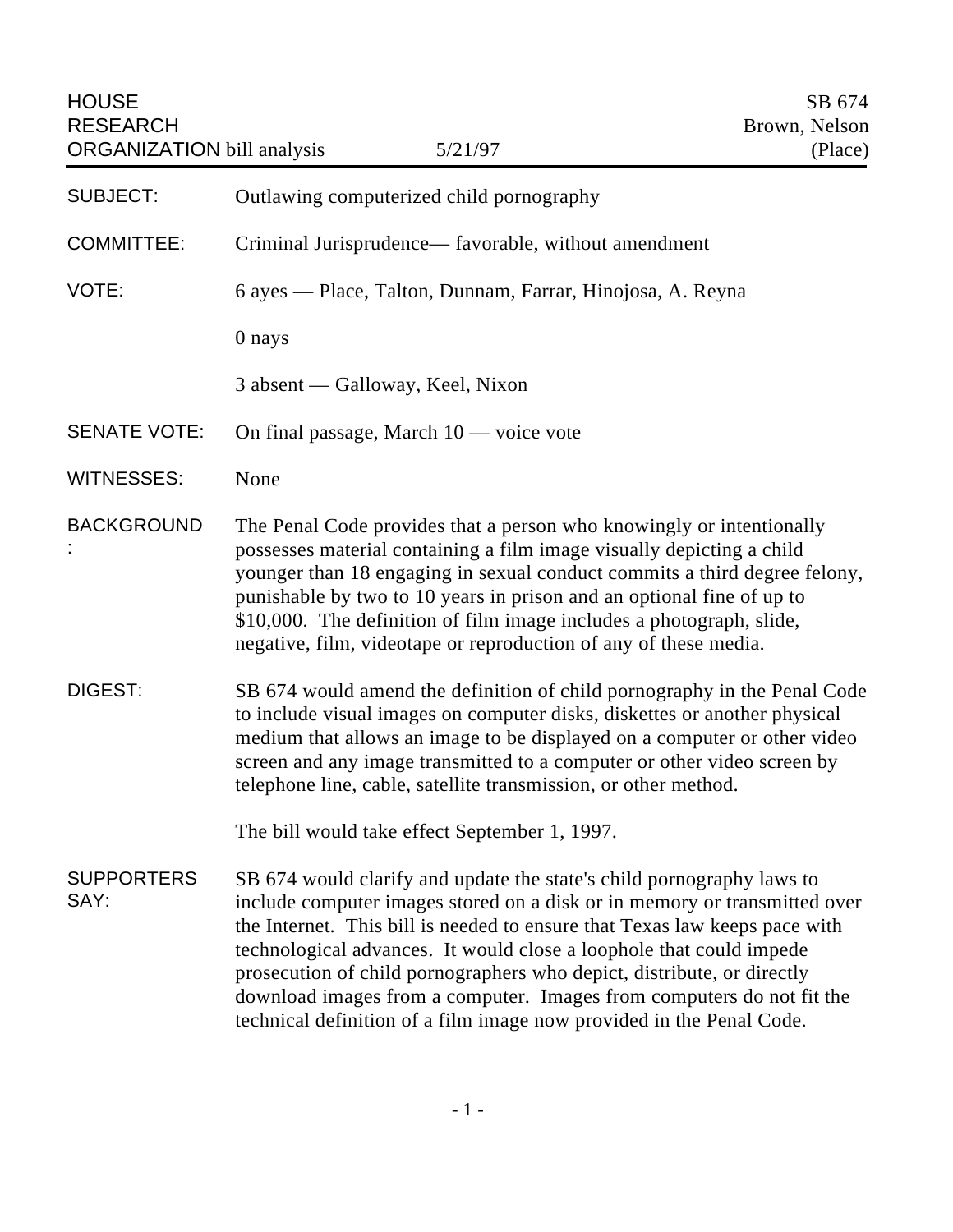HOUSE RESEARCH ORGANIZATION bill analysis — 5/21/97 — SB 674 Brown, Nelson (Place)

**SUBJECT:** Outlawing computerized child pornography

**COMMITTEE:** Criminal Jurisprudence— favorable, without amendment

**VOTE:** 6 ayes — Place, Talton, Dunnam, Farrar, Hinojosa, A. Reyna

0 nays

3 absent — Galloway, Keel, Nixon

**SENATE VOTE:** On final passage, March 10 — voice vote

**WITNESSES:** None

**BACKGROUND:** The Penal Code provides that a person who knowingly or intentionally possesses material containing a film image visually depicting a child younger than 18 engaging in sexual conduct commits a third degree felony, punishable by two to 10 years in prison and an optional fine of up to $10,000. The definition of film image includes a photograph, slide, negative, film, videotape or reproduction of any of these media.

**DIGEST:** SB 674 would amend the definition of child pornography in the Penal Code to include visual images on computer disks, diskettes or another physical medium that allows an image to be displayed on a computer or other video screen and any image transmitted to a computer or other video screen by telephone line, cable, satellite transmission, or other method.

The bill would take effect September 1, 1997.

**SUPPORTERS SAY:** SB 674 would clarify and update the state's child pornography laws to include computer images stored on a disk or in memory or transmitted over the Internet. This bill is needed to ensure that Texas law keeps pace with technological advances. It would close a loophole that could impede prosecution of child pornographers who depict, distribute, or directly download images from a computer. Images from computers do not fit the technical definition of a film image now provided in the Penal Code.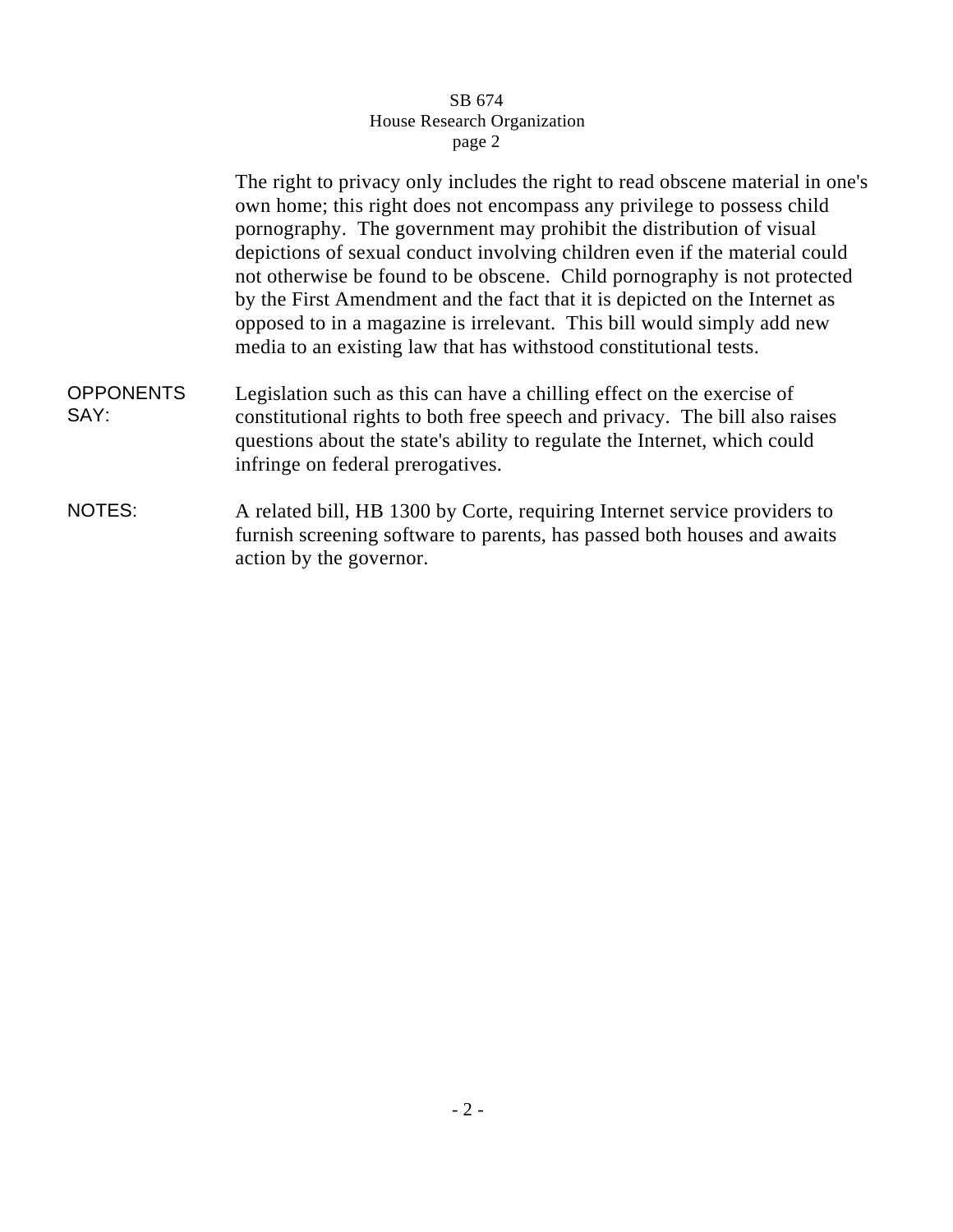The right to privacy only includes the right to read obscene material in one's own home; this right does not encompass any privilege to possess child pornography. The government may prohibit the distribution of visual depictions of sexual conduct involving children even if the material could not otherwise be found to be obscene. Child pornography is not protected by the First Amendment and the fact that it is depicted on the Internet as opposed to in a magazine is irrelevant. This bill would simply add new media to an existing law that has withstood constitutional tests.

**OPPONENTS SAY:** Legislation such as this can have a chilling effect on the exercise of constitutional rights to both free speech and privacy. The bill also raises questions about the state's ability to regulate the Internet, which could infringe on federal prerogatives.

**NOTES:** A related bill, HB 1300 by Corte, requiring Internet service providers to furnish screening software to parents, has passed both houses and awaits action by the governor.